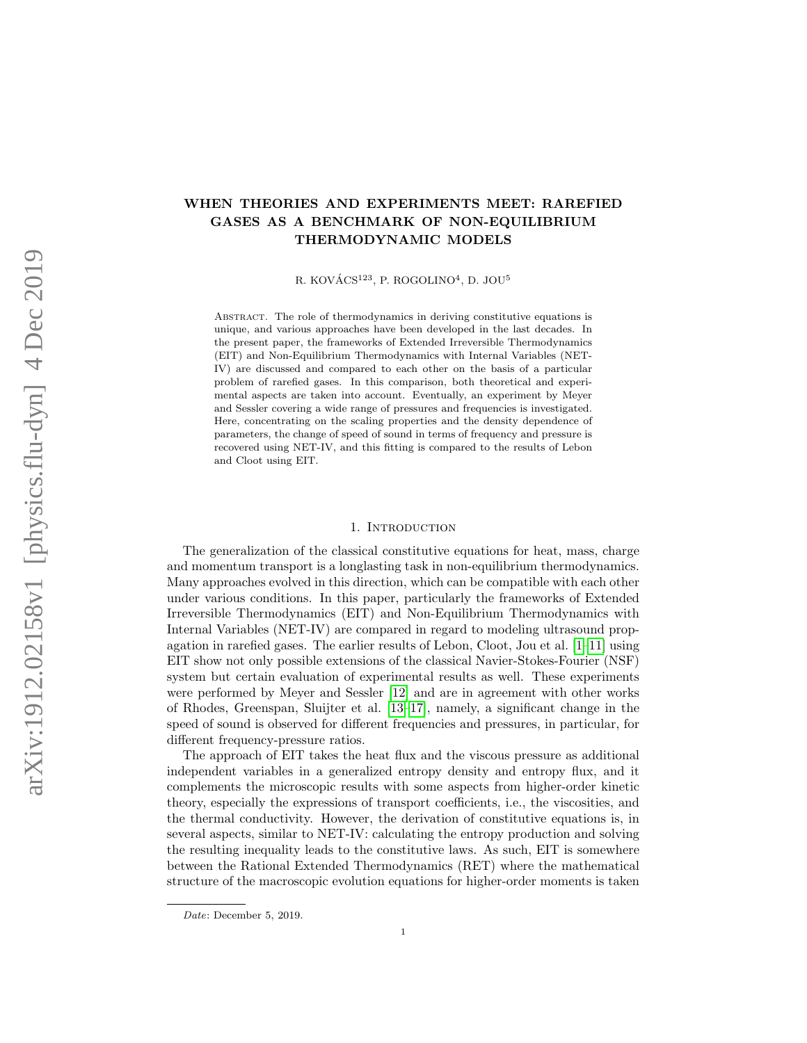# WHEN THEORIES AND EXPERIMENTS MEET: RAREFIED GASES AS A BENCHMARK OF NON-EQUILIBRIUM THERMODYNAMIC MODELS

R. KOVÁCS[123], P. ROGOLINO[4], D. JOU[5]

ABSTRACT. The role of thermodynamics in deriving constitutive equations is unique, and various approaches have been developed in the last decades. In the present paper, the frameworks of Extended Irreversible Thermodynamics (EIT) and Non-Equilibrium Thermodynamics with Internal Variables (NET-IV) are discussed and compared to each other on the basis of a particular problem of rarefied gases. In this comparison, both theoretical and experimental aspects are taken into account. Eventually, an experiment by Meyer and Sessler covering a wide range of pressures and frequencies is investigated. Here, concentrating on the scaling properties and the density dependence of parameters, the change of speed of sound in terms of frequency and pressure is recovered using NET-IV, and this fitting is compared to the results of Lebon and Cloot using EIT.

## 1. Introduction

The generalization of the classical constitutive equations for heat, mass, charge and momentum transport is a longlasting task in non-equilibrium thermodynamics. Many approaches evolved in this direction, which can be compatible with each other under various conditions. In this paper, particularly the frameworks of Extended Irreversible Thermodynamics (EIT) and Non-Equilibrium Thermodynamics with Internal Variables (NET-IV) are compared in regard to modeling ultrasound propagation in rarefied gases. The earlier results of Lebon, Cloot, Jou et al. [1–11] using EIT show not only possible extensions of the classical Navier-Stokes-Fourier (NSF) system but certain evaluation of experimental results as well. These experiments were performed by Meyer and Sessler [12] and are in agreement with other works of Rhodes, Greenspan, Sluijter et al. [13–17], namely, a significant change in the speed of sound is observed for different frequencies and pressures, in particular, for different frequency-pressure ratios.

The approach of EIT takes the heat flux and the viscous pressure as additional independent variables in a generalized entropy density and entropy flux, and it complements the microscopic results with some aspects from higher-order kinetic theory, especially the expressions of transport coefficients, i.e., the viscosities, and the thermal conductivity. However, the derivation of constitutive equations is, in several aspects, similar to NET-IV: calculating the entropy production and solving the resulting inequality leads to the constitutive laws. As such, EIT is somewhere between the Rational Extended Thermodynamics (RET) where the mathematical structure of the macroscopic evolution equations for higher-order moments is taken

*Date*: December 5, 2019.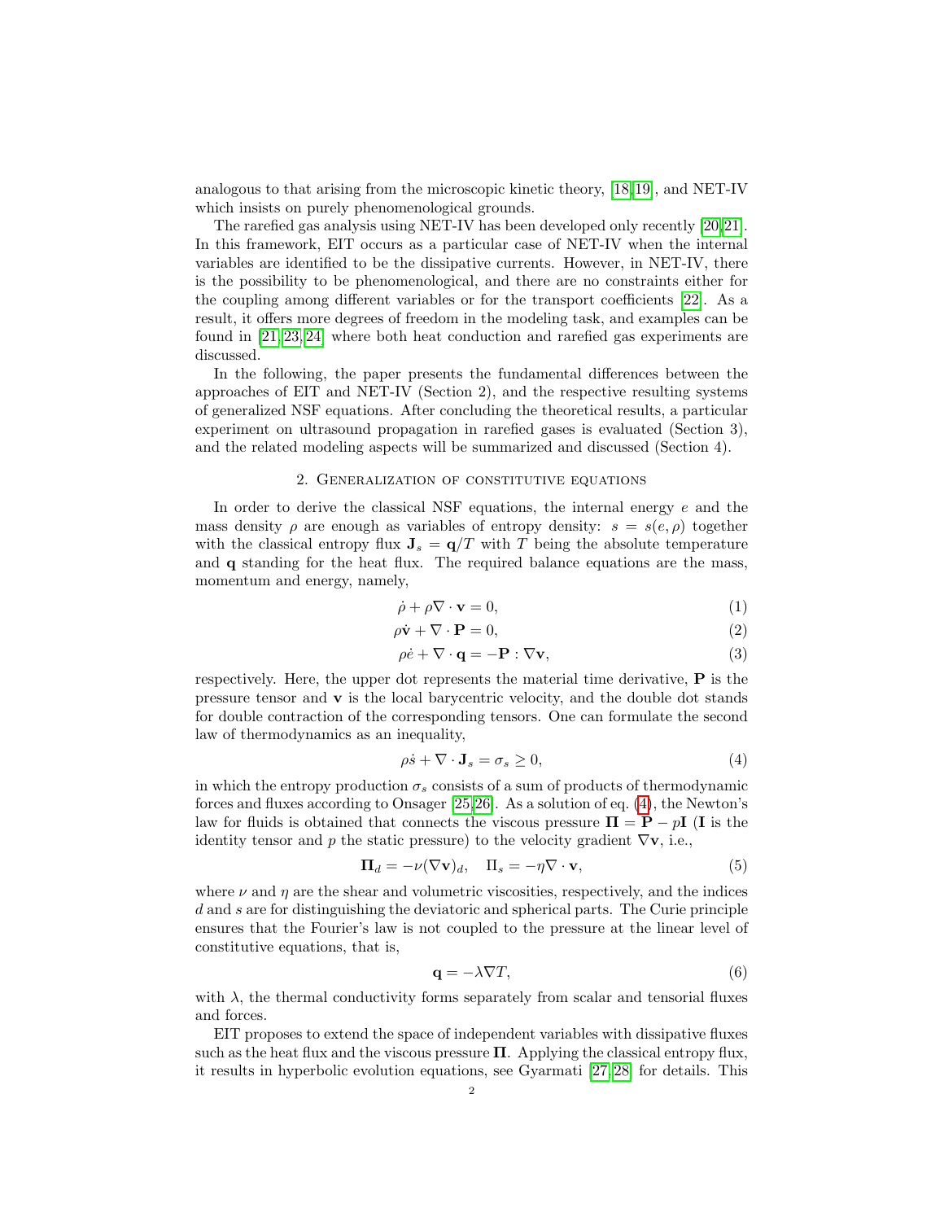analogous to that arising from the microscopic kinetic theory, [18,19], and NET-IV which insists on purely phenomenological grounds.

The rarefied gas analysis using NET-IV has been developed only recently [20,21]. In this framework, EIT occurs as a particular case of NET-IV when the internal variables are identified to be the dissipative currents. However, in NET-IV, there is the possibility to be phenomenological, and there are no constraints either for the coupling among different variables or for the transport coefficients [22]. As a result, it offers more degrees of freedom in the modeling task, and examples can be found in [21,23,24] where both heat conduction and rarefied gas experiments are discussed.

In the following, the paper presents the fundamental differences between the approaches of EIT and NET-IV (Section 2), and the respective resulting systems of generalized NSF equations. After concluding the theoretical results, a particular experiment on ultrasound propagation in rarefied gases is evaluated (Section 3), and the related modeling aspects will be summarized and discussed (Section 4).

## 2. Generalization of constitutive equations

In order to derive the classical NSF equations, the internal energy $e$ and the mass density $\rho$ are enough as variables of entropy density: $s = s(e, \rho)$ together with the classical entropy flux $\mathbf{J}_s = \mathbf{q}/T$ with $T$ being the absolute temperature and $\mathbf{q}$ standing for the heat flux. The required balance equations are the mass, momentum and energy, namely,

$$\dot{\rho} + \rho \nabla \cdot \mathbf{v} = 0, \tag{1}$$

$$\rho \dot{\mathbf{v}} + \nabla \cdot \mathbf{P} = 0, \tag{2}$$

$$\rho \dot{e} + \nabla \cdot \mathbf{q} = -\mathbf{P} : \nabla \mathbf{v}, \tag{3}$$

respectively. Here, the upper dot represents the material time derivative, $\mathbf{P}$ is the pressure tensor and $\mathbf{v}$ is the local barycentric velocity, and the double dot stands for double contraction of the corresponding tensors. One can formulate the second law of thermodynamics as an inequality,

$$\rho \dot{s} + \nabla \cdot \mathbf{J}_s = \sigma_s \geq 0, \tag{4}$$

in which the entropy production $\sigma_s$ consists of a sum of products of thermodynamic forces and fluxes according to Onsager [25,26]. As a solution of eq. (4), the Newton's law for fluids is obtained that connects the viscous pressure $\mathbf{\Pi} = \mathbf{P} - p\mathbf{I}$ ($\mathbf{I}$ is the identity tensor and $p$ the static pressure) to the velocity gradient $\nabla \mathbf{v}$, i.e.,

$$\mathbf{\Pi}_d = -\nu (\nabla \mathbf{v})_d, \quad \Pi_s = -\eta \nabla \cdot \mathbf{v}, \tag{5}$$

where $\nu$ and $\eta$ are the shear and volumetric viscosities, respectively, and the indices $d$ and $s$ are for distinguishing the deviatoric and spherical parts. The Curie principle ensures that the Fourier's law is not coupled to the pressure at the linear level of constitutive equations, that is,

$$\mathbf{q} = -\lambda \nabla T, \tag{6}$$

with $\lambda$, the thermal conductivity forms separately from scalar and tensorial fluxes and forces.

EIT proposes to extend the space of independent variables with dissipative fluxes such as the heat flux and the viscous pressure $\mathbf{\Pi}$. Applying the classical entropy flux, it results in hyperbolic evolution equations, see Gyarmati [27,28] for details. This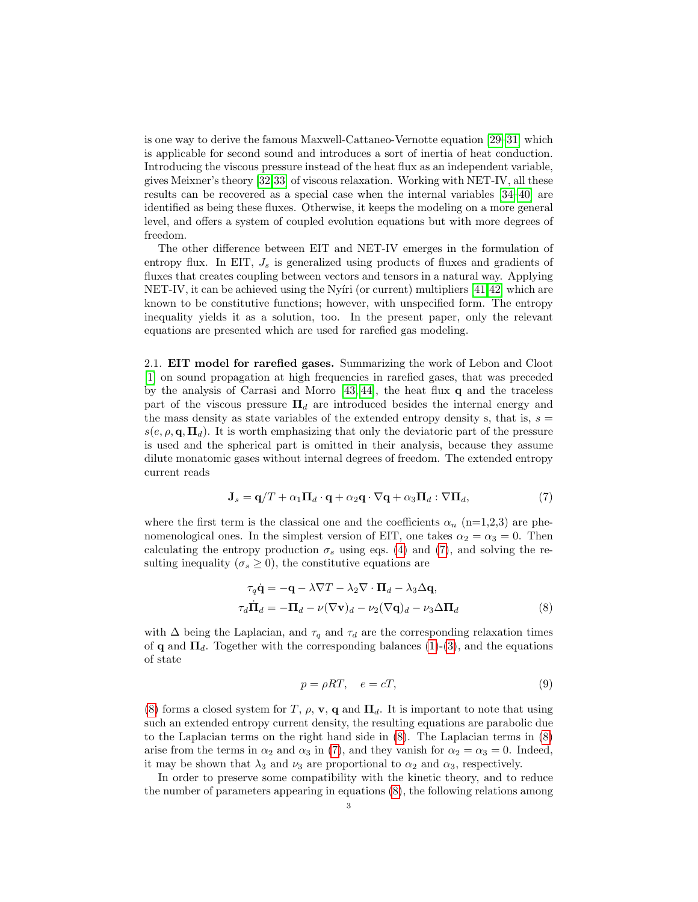is one way to derive the famous Maxwell-Cattaneo-Vernotte equation [29–31] which is applicable for second sound and introduces a sort of inertia of heat conduction. Introducing the viscous pressure instead of the heat flux as an independent variable, gives Meixner's theory [32, 33] of viscous relaxation. Working with NET-IV, all these results can be recovered as a special case when the internal variables [34–40] are identified as being these fluxes. Otherwise, it keeps the modeling on a more general level, and offers a system of coupled evolution equations but with more degrees of freedom.

The other difference between EIT and NET-IV emerges in the formulation of entropy flux. In EIT, $J_s$ is generalized using products of fluxes and gradients of fluxes that creates coupling between vectors and tensors in a natural way. Applying NET-IV, it can be achieved using the Nyíri (or current) multipliers [41, 42] which are known to be constitutive functions; however, with unspecified form. The entropy inequality yields it as a solution, too. In the present paper, only the relevant equations are presented which are used for rarefied gas modeling.

2.1. **EIT model for rarefied gases.** Summarizing the work of Lebon and Cloot [1] on sound propagation at high frequencies in rarefied gases, that was preceded by the analysis of Carrasi and Morro [43, 44], the heat flux $\mathbf{q}$ and the traceless part of the viscous pressure $\mathbf{\Pi}_d$ are introduced besides the internal energy and the mass density as state variables of the extended entropy density s, that is, $s = s(e, \rho, \mathbf{q}, \mathbf{\Pi}_d)$. It is worth emphasizing that only the deviatoric part of the pressure is used and the spherical part is omitted in their analysis, because they assume dilute monatomic gases without internal degrees of freedom. The extended entropy current reads

$$\mathbf{J}_s = \mathbf{q}/T + \alpha_1 \mathbf{\Pi}_d \cdot \mathbf{q} + \alpha_2 \mathbf{q} \cdot \nabla \mathbf{q} + \alpha_3 \mathbf{\Pi}_d : \nabla \mathbf{\Pi}_d, \tag{7}$$

where the first term is the classical one and the coefficients $\alpha_n$ (n=1,2,3) are phenomenological ones. In the simplest version of EIT, one takes $\alpha_2 = \alpha_3 = 0$. Then calculating the entropy production $\sigma_s$ using eqs. (4) and (7), and solving the resulting inequality ($\sigma_s \geq 0$), the constitutive equations are

$$\begin{aligned} \tau_q \dot{\mathbf{q}} &= -\mathbf{q} - \lambda \nabla T - \lambda_2 \nabla \cdot \mathbf{\Pi}_d - \lambda_3 \Delta \mathbf{q}, \\ \tau_d \dot{\mathbf{\Pi}}_d &= -\mathbf{\Pi}_d - \nu (\nabla \mathbf{v})_d - \nu_2 (\nabla \mathbf{q})_d - \nu_3 \Delta \mathbf{\Pi}_d \end{aligned} \tag{8}$$

with $\Delta$ being the Laplacian, and $\tau_q$ and $\tau_d$ are the corresponding relaxation times of $\mathbf{q}$ and $\mathbf{\Pi}_d$. Together with the corresponding balances (1)-(3), and the equations of state

$$p = \rho R T, \quad e = cT, \tag{9}$$

(8) forms a closed system for $T$, $\rho$, $\mathbf{v}$, $\mathbf{q}$ and $\mathbf{\Pi}_d$. It is important to note that using such an extended entropy current density, the resulting equations are parabolic due to the Laplacian terms on the right hand side in (8). The Laplacian terms in (8) arise from the terms in $\alpha_2$ and $\alpha_3$ in (7), and they vanish for $\alpha_2 = \alpha_3 = 0$. Indeed, it may be shown that $\lambda_3$ and $\nu_3$ are proportional to $\alpha_2$ and $\alpha_3$, respectively.

In order to preserve some compatibility with the kinetic theory, and to reduce the number of parameters appearing in equations (8), the following relations among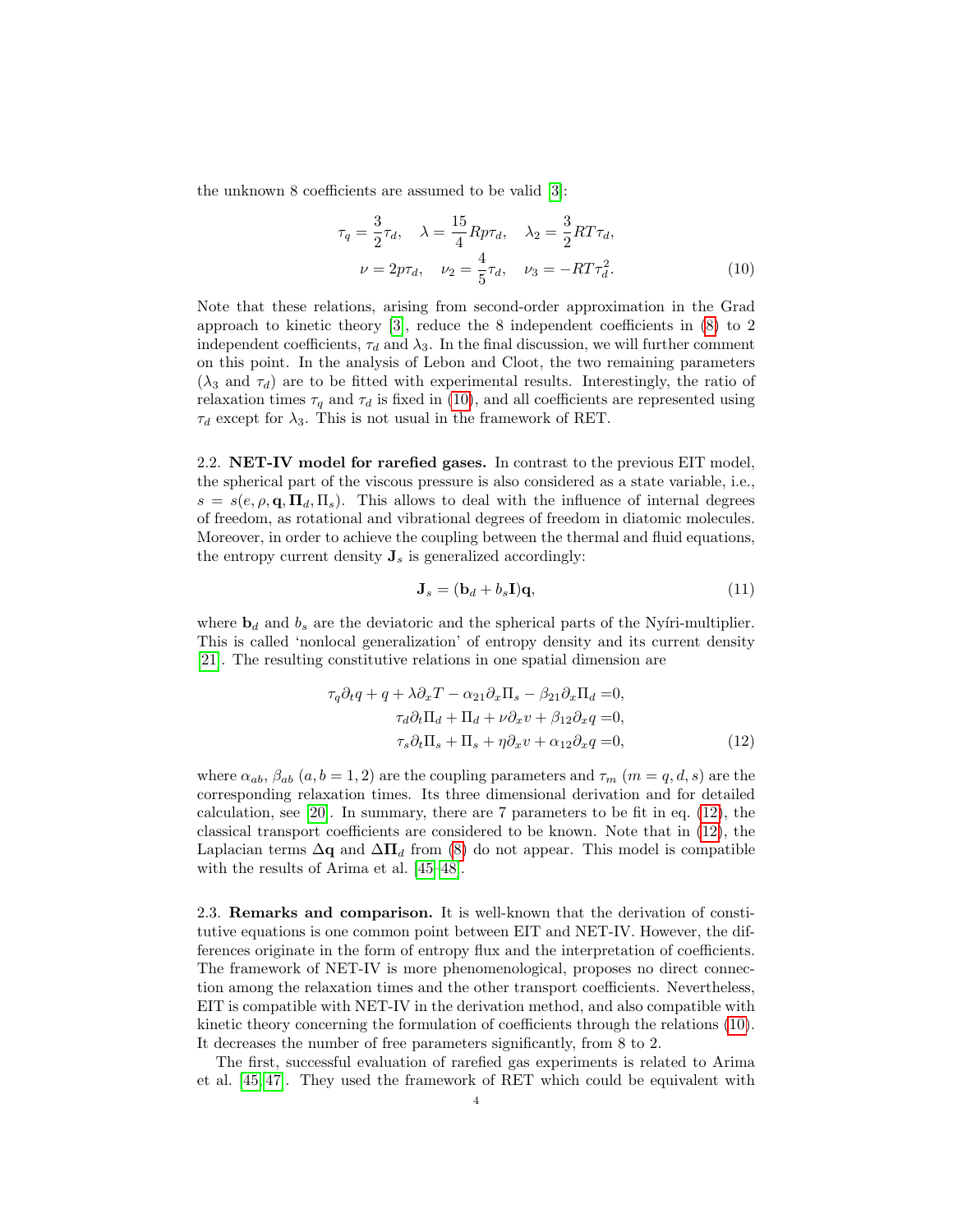the unknown 8 coefficients are assumed to be valid [3]:

$$
\begin{aligned}
\tau_q = \frac{3}{2}\tau_d, \quad \lambda = \frac{15}{4}Rp\tau_d, \quad \lambda_2 = \frac{3}{2}RT\tau_d, \\
\nu = 2p\tau_d, \quad \nu_2 = \frac{4}{5}\tau_d, \quad \nu_3 = -RT\tau_d^2.
\end{aligned} \tag{10}
$$

Note that these relations, arising from second-order approximation in the Grad approach to kinetic theory [3], reduce the 8 independent coefficients in (8) to 2 independent coefficients, $\tau_d$ and $\lambda_3$. In the final discussion, we will further comment on this point. In the analysis of Lebon and Cloot, the two remaining parameters ($\lambda_3$ and $\tau_d$) are to be fitted with experimental results. Interestingly, the ratio of relaxation times $\tau_q$ and $\tau_d$ is fixed in (10), and all coefficients are represented using $\tau_d$ except for $\lambda_3$. This is not usual in the framework of RET.

2.2. **NET-IV model for rarefied gases.** In contrast to the previous EIT model, the spherical part of the viscous pressure is also considered as a state variable, i.e., $s = s(e, \rho, \mathbf{q}, \mathbf{\Pi}_d, \Pi_s)$. This allows to deal with the influence of internal degrees of freedom, as rotational and vibrational degrees of freedom in diatomic molecules. Moreover, in order to achieve the coupling between the thermal and fluid equations, the entropy current density $\mathbf{J}_s$ is generalized accordingly:

$$
\mathbf{J}_s = (\mathbf{b}_d + b_s\mathbf{I})\mathbf{q}, \tag{11}
$$

where $\mathbf{b}_d$ and $b_s$ are the deviatoric and the spherical parts of the Nyíri-multiplier. This is called 'nonlocal generalization' of entropy density and its current density [21]. The resulting constitutive relations in one spatial dimension are

$$
\begin{aligned}
\tau_q\partial_t q + q + \lambda\partial_x T - \alpha_{21}\partial_x \Pi_s - \beta_{21}\partial_x \Pi_d &= 0, \\
\tau_d\partial_t \Pi_d + \Pi_d + \nu\partial_x v + \beta_{12}\partial_x q &= 0, \\
\tau_s\partial_t \Pi_s + \Pi_s + \eta\partial_x v + \alpha_{12}\partial_x q &= 0,
\end{aligned} \tag{12}
$$

where $\alpha_{ab}$, $\beta_{ab}$ $(a, b = 1, 2)$ are the coupling parameters and $\tau_m$ $(m = q, d, s)$ are the corresponding relaxation times. Its three dimensional derivation and for detailed calculation, see [20]. In summary, there are 7 parameters to be fit in eq. (12), the classical transport coefficients are considered to be known. Note that in (12), the Laplacian terms $\Delta\mathbf{q}$ and $\Delta\mathbf{\Pi}_d$ from (8) do not appear. This model is compatible with the results of Arima et al. [45–48].

2.3. **Remarks and comparison.** It is well-known that the derivation of constitutive equations is one common point between EIT and NET-IV. However, the differences originate in the form of entropy flux and the interpretation of coefficients. The framework of NET-IV is more phenomenological, proposes no direct connection among the relaxation times and the other transport coefficients. Nevertheless, EIT is compatible with NET-IV in the derivation method, and also compatible with kinetic theory concerning the formulation of coefficients through the relations (10). It decreases the number of free parameters significantly, from 8 to 2.

The first, successful evaluation of rarefied gas experiments is related to Arima et al. [45, 47]. They used the framework of RET which could be equivalent with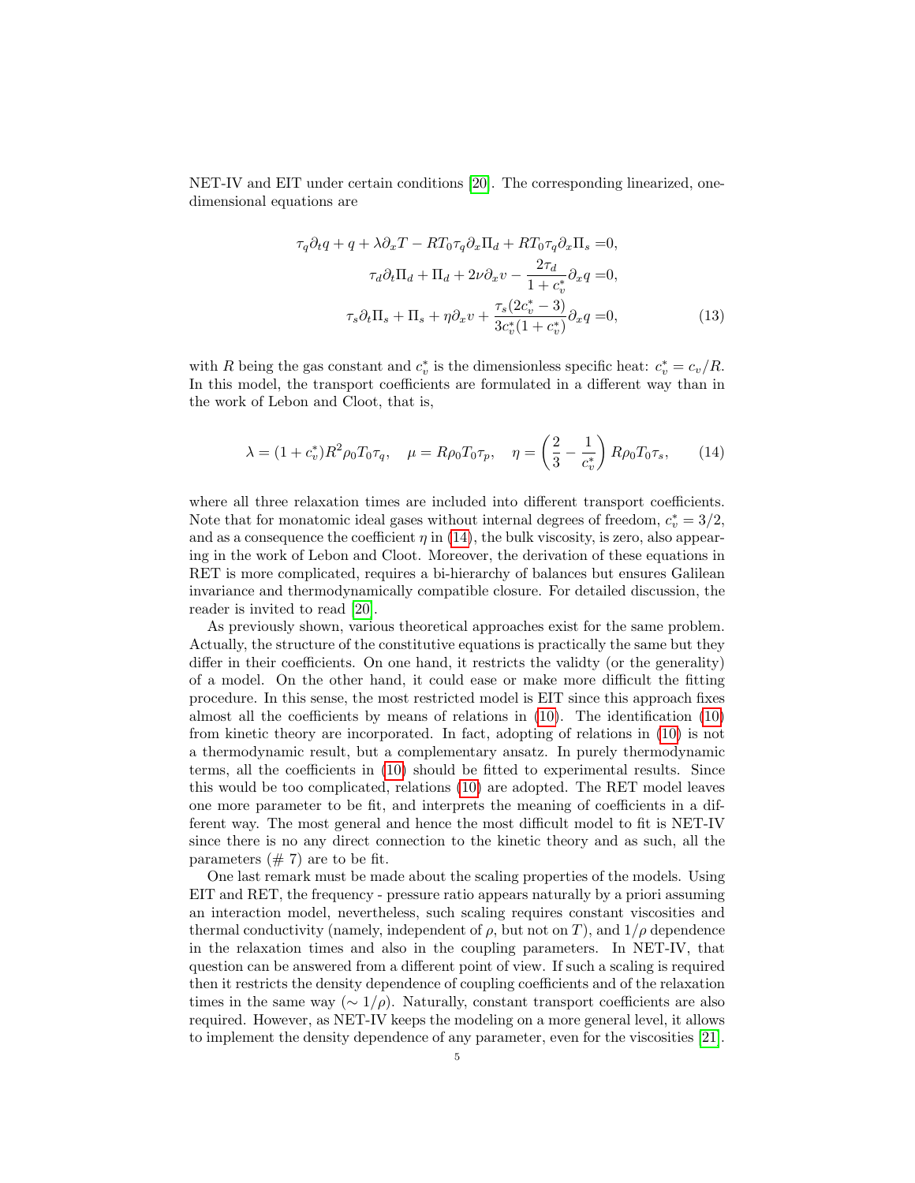NET-IV and EIT under certain conditions [20]. The corresponding linearized, one-dimensional equations are

$$
\begin{aligned}
\tau_q \partial_t q + q + \lambda \partial_x T - R T_0 \tau_q \partial_x \Pi_d + R T_0 \tau_q \partial_x \Pi_s &= 0, \\
\tau_d \partial_t \Pi_d + \Pi_d + 2\nu \partial_x v - \frac{2\tau_d}{1 + c_v^*} \partial_x q &= 0, \\
\tau_s \partial_t \Pi_s + \Pi_s + \eta \partial_x v + \frac{\tau_s (2c_v^* - 3)}{3 c_v^* (1 + c_v^*)} \partial_x q &= 0,
\end{aligned}
\tag{13}
$$

with $R$ being the gas constant and $c_v^*$ is the dimensionless specific heat: $c_v^* = c_v/R$. In this model, the transport coefficients are formulated in a different way than in the work of Lebon and Cloot, that is,

$$
\lambda = (1 + c_v^*) R^2 \rho_0 T_0 \tau_q, \quad \mu = R \rho_0 T_0 \tau_p, \quad \eta = \left( \frac{2}{3} - \frac{1}{c_v^*} \right) R \rho_0 T_0 \tau_s, \tag{14}
$$

where all three relaxation times are included into different transport coefficients. Note that for monatomic ideal gases without internal degrees of freedom, $c_v^* = 3/2$, and as a consequence the coefficient $\eta$ in (14), the bulk viscosity, is zero, also appearing in the work of Lebon and Cloot. Moreover, the derivation of these equations in RET is more complicated, requires a bi-hierarchy of balances but ensures Galilean invariance and thermodynamically compatible closure. For detailed discussion, the reader is invited to read [20].

As previously shown, various theoretical approaches exist for the same problem. Actually, the structure of the constitutive equations is practically the same but they differ in their coefficients. On one hand, it restricts the validty (or the generality) of a model. On the other hand, it could ease or make more difficult the fitting procedure. In this sense, the most restricted model is EIT since this approach fixes almost all the coefficients by means of relations in (10). The identification (10) from kinetic theory are incorporated. In fact, adopting of relations in (10) is not a thermodynamic result, but a complementary ansatz. In purely thermodynamic terms, all the coefficients in (10) should be fitted to experimental results. Since this would be too complicated, relations (10) are adopted. The RET model leaves one more parameter to be fit, and interprets the meaning of coefficients in a different way. The most general and hence the most difficult model to fit is NET-IV since there is no any direct connection to the kinetic theory and as such, all the parameters (# 7) are to be fit.

One last remark must be made about the scaling properties of the models. Using EIT and RET, the frequency - pressure ratio appears naturally by a priori assuming an interaction model, nevertheless, such scaling requires constant viscosities and thermal conductivity (namely, independent of $\rho$, but not on $T$), and $1/\rho$ dependence in the relaxation times and also in the coupling parameters. In NET-IV, that question can be answered from a different point of view. If such a scaling is required then it restricts the density dependence of coupling coefficients and of the relaxation times in the same way ($\sim 1/\rho$). Naturally, constant transport coefficients are also required. However, as NET-IV keeps the modeling on a more general level, it allows to implement the density dependence of any parameter, even for the viscosities [21].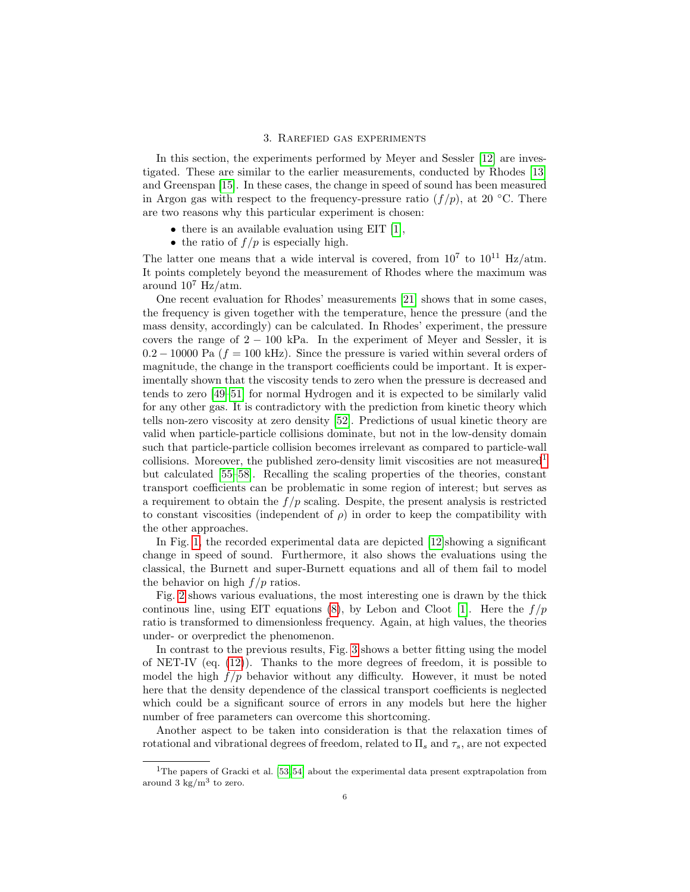## 3. Rarefied gas experiments

In this section, the experiments performed by Meyer and Sessler [12] are investigated. These are similar to the earlier measurements, conducted by Rhodes [13] and Greenspan [15]. In these cases, the change in speed of sound has been measured in Argon gas with respect to the frequency-pressure ratio ($f/p$), at 20 °C. There are two reasons why this particular experiment is chosen:

- there is an available evaluation using EIT [1],
- the ratio of $f/p$ is especially high.

The latter one means that a wide interval is covered, from $10^7$ to $10^{11}$ Hz/atm. It points completely beyond the measurement of Rhodes where the maximum was around $10^7$ Hz/atm.

One recent evaluation for Rhodes' measurements [21] shows that in some cases, the frequency is given together with the temperature, hence the pressure (and the mass density, accordingly) can be calculated. In Rhodes' experiment, the pressure covers the range of $2-100$ kPa. In the experiment of Meyer and Sessler, it is $0.2-10000$ Pa ($f=100$ kHz). Since the pressure is varied within several orders of magnitude, the change in the transport coefficients could be important. It is experimentally shown that the viscosity tends to zero when the pressure is decreased and tends to zero [49–51] for normal Hydrogen and it is expected to be similarly valid for any other gas. It is contradictory with the prediction from kinetic theory which tells non-zero viscosity at zero density [52]. Predictions of usual kinetic theory are valid when particle-particle collisions dominate, but not in the low-density domain such that particle-particle collision becomes irrelevant as compared to particle-wall collisions. Moreover, the published zero-density limit viscosities are not measured[1] but calculated [55–58]. Recalling the scaling properties of the theories, constant transport coefficients can be problematic in some region of interest; but serves as a requirement to obtain the $f/p$ scaling. Despite, the present analysis is restricted to constant viscosities (independent of $\rho$) in order to keep the compatibility with the other approaches.

In Fig. 1, the recorded experimental data are depicted [12]showing a significant change in speed of sound. Furthermore, it also shows the evaluations using the classical, the Burnett and super-Burnett equations and all of them fail to model the behavior on high $f/p$ ratios.

Fig. 2 shows various evaluations, the most interesting one is drawn by the thick continous line, using EIT equations (8), by Lebon and Cloot [1]. Here the $f/p$ ratio is transformed to dimensionless frequency. Again, at high values, the theories under- or overpredict the phenomenon.

In contrast to the previous results, Fig. 3 shows a better fitting using the model of NET-IV (eq. (12)). Thanks to the more degrees of freedom, it is possible to model the high $f/p$ behavior without any difficulty. However, it must be noted here that the density dependence of the classical transport coefficients is neglected which could be a significant source of errors in any models but here the higher number of free parameters can overcome this shortcoming.

Another aspect to be taken into consideration is that the relaxation times of rotational and vibrational degrees of freedom, related to $\Pi_s$ and $\tau_s$, are not expected

---

[1] The papers of Gracki et al. [53, 54] about the experimental data present exptrapolation from around 3 kg/m$^3$ to zero.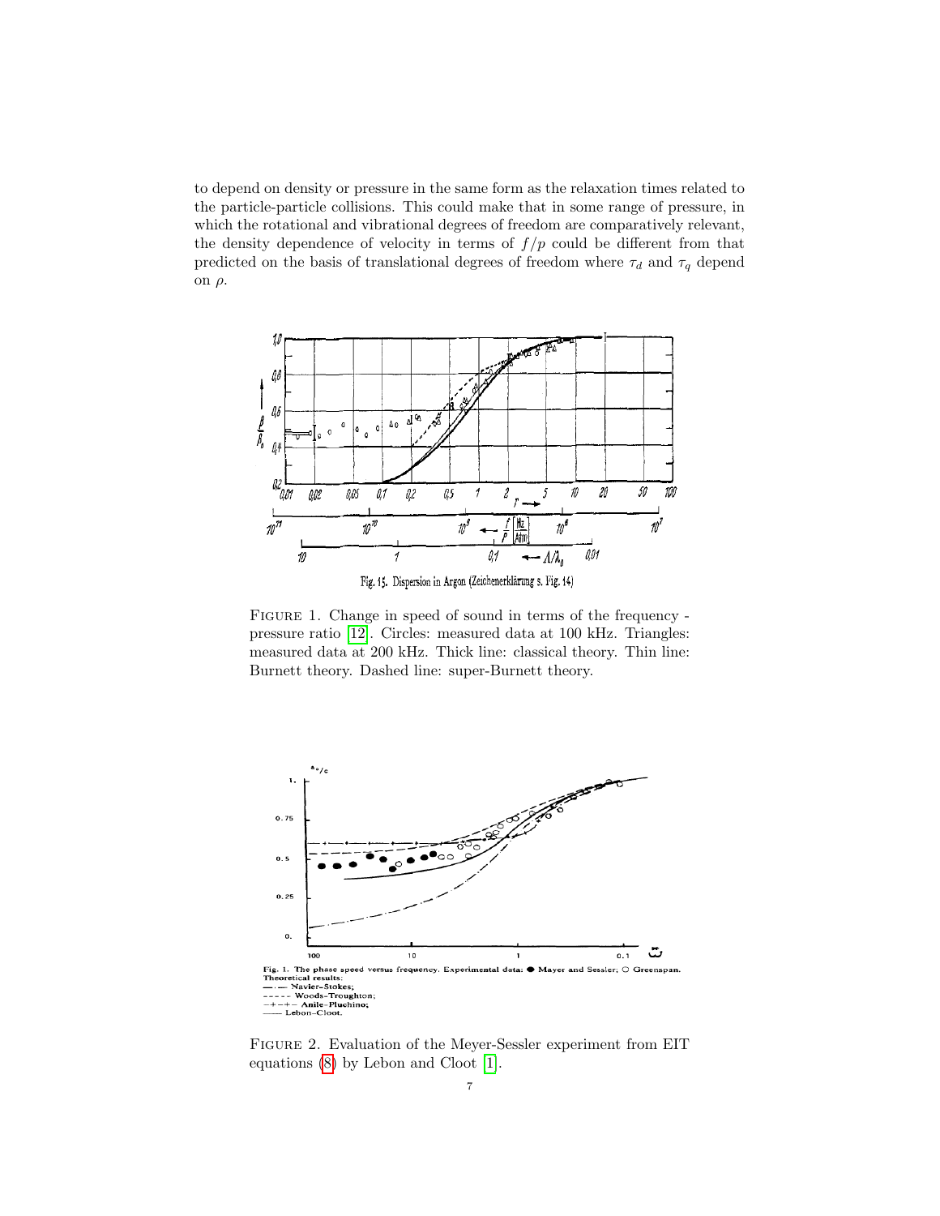to depend on density or pressure in the same form as the relaxation times related to the particle-particle collisions. This could make that in some range of pressure, in which the rotational and vibrational degrees of freedom are comparatively relevant, the density dependence of velocity in terms of $f/p$ could be different from that predicted on the basis of translational degrees of freedom where $\tau_d$ and $\tau_q$ depend on $\rho$.

FIGURE 1. Change in speed of sound in terms of the frequency - pressure ratio [12]. Circles: measured data at 100 kHz. Triangles: measured data at 200 kHz. Thick line: classical theory. Thin line: Burnett theory. Dashed line: super-Burnett theory.

FIGURE 2. Evaluation of the Meyer-Sessler experiment from EIT equations (8) by Lebon and Cloot [1].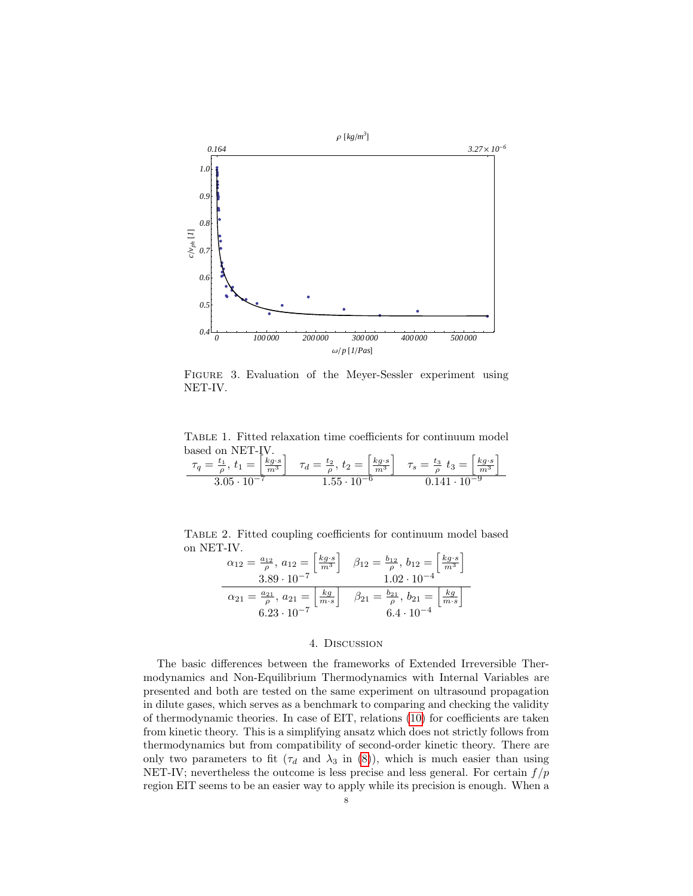Figure 3. Evaluation of the Meyer-Sessler experiment using NET-IV.

Table 1. Fitted relaxation time coefficients for continuum model based on NET-IV.

| $\tau_q = \frac{t_1}{\rho}$, $t_1 = \left[\frac{kg \cdot s}{m^3}\right]$ | $\tau_d = \frac{t_2}{\rho}$, $t_2 = \left[\frac{kg \cdot s}{m^3}\right]$ | $\tau_s = \frac{t_3}{\rho}$ $t_3 = \left[\frac{kg \cdot s}{m^3}\right]$ |
|---|---|---|
| $3.05 \cdot 10^{-7}$ | $1.55 \cdot 10^{-6}$ | $0.141 \cdot 10^{-9}$ |

Table 2. Fitted coupling coefficients for continuum model based on NET-IV.

| $\alpha_{12} = \frac{a_{12}}{\rho}$, $a_{12} = \left[\frac{kg \cdot s}{m^3}\right]$ | $\beta_{12} = \frac{b_{12}}{\rho}$, $b_{12} = \left[\frac{kg \cdot s}{m^3}\right]$ |
|---|---|
| $3.89 \cdot 10^{-7}$ | $1.02 \cdot 10^{-4}$ |
| $\alpha_{21} = \frac{a_{21}}{\rho}$, $a_{21} = \left[\frac{kg}{m \cdot s}\right]$ | $\beta_{21} = \frac{b_{21}}{\rho}$, $b_{21} = \left[\frac{kg}{m \cdot s}\right]$ |
| $6.23 \cdot 10^{-7}$ | $6.4 \cdot 10^{-4}$ |

## 4. Discussion

The basic differences between the frameworks of Extended Irreversible Thermodynamics and Non-Equilibrium Thermodynamics with Internal Variables are presented and both are tested on the same experiment on ultrasound propagation in dilute gases, which serves as a benchmark to comparing and checking the validity of thermodynamic theories. In case of EIT, relations (10) for coefficients are taken from kinetic theory. This is a simplifying ansatz which does not strictly follows from thermodynamics but from compatibility of second-order kinetic theory. There are only two parameters to fit ($\tau_d$ and $\lambda_3$ in (8)), which is much easier than using NET-IV; nevertheless the outcome is less precise and less general. For certain $f/p$ region EIT seems to be an easier way to apply while its precision is enough. When a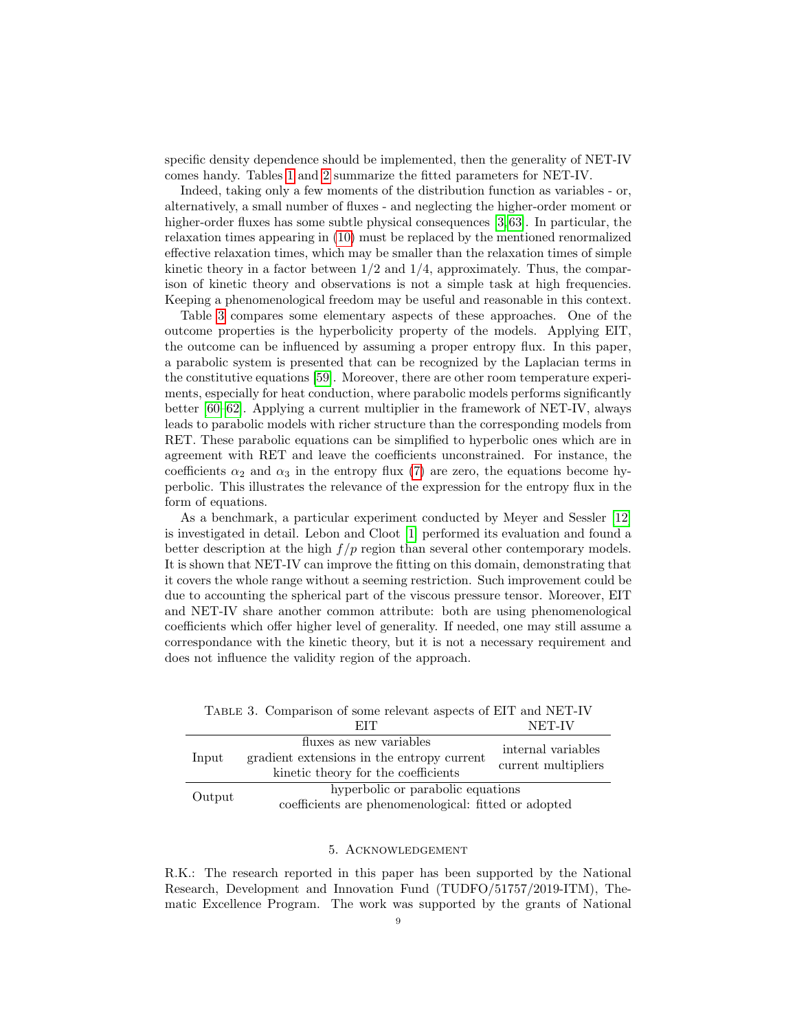specific density dependence should be implemented, then the generality of NET-IV comes handy. Tables 1 and 2 summarize the fitted parameters for NET-IV.

Indeed, taking only a few moments of the distribution function as variables - or, alternatively, a small number of fluxes - and neglecting the higher-order moment or higher-order fluxes has some subtle physical consequences [3, 63]. In particular, the relaxation times appearing in (10) must be replaced by the mentioned renormalized effective relaxation times, which may be smaller than the relaxation times of simple kinetic theory in a factor between 1/2 and 1/4, approximately. Thus, the comparison of kinetic theory and observations is not a simple task at high frequencies. Keeping a phenomenological freedom may be useful and reasonable in this context.

Table 3 compares some elementary aspects of these approaches. One of the outcome properties is the hyperbolicity property of the models. Applying EIT, the outcome can be influenced by assuming a proper entropy flux. In this paper, a parabolic system is presented that can be recognized by the Laplacian terms in the constitutive equations [59]. Moreover, there are other room temperature experiments, especially for heat conduction, where parabolic models performs significantly better [60–62]. Applying a current multiplier in the framework of NET-IV, always leads to parabolic models with richer structure than the corresponding models from RET. These parabolic equations can be simplified to hyperbolic ones which are in agreement with RET and leave the coefficients unconstrained. For instance, the coefficients $\alpha_2$ and $\alpha_3$ in the entropy flux (7) are zero, the equations become hyperbolic. This illustrates the relevance of the expression for the entropy flux in the form of equations.

As a benchmark, a particular experiment conducted by Meyer and Sessler [12] is investigated in detail. Lebon and Cloot [1] performed its evaluation and found a better description at the high $f/p$ region than several other contemporary models. It is shown that NET-IV can improve the fitting on this domain, demonstrating that it covers the whole range without a seeming restriction. Such improvement could be due to accounting the spherical part of the viscous pressure tensor. Moreover, EIT and NET-IV share another common attribute: both are using phenomenological coefficients which offer higher level of generality. If needed, one may still assume a correspondance with the kinetic theory, but it is not a necessary requirement and does not influence the validity region of the approach.

Table 3. Comparison of some relevant aspects of EIT and NET-IV

| | EIT | NET-IV |
|---|---|---|
| Input | fluxes as new variables<br>gradient extensions in the entropy current<br>kinetic theory for the coefficients | internal variables<br>current multipliers |
| Output | hyperbolic or parabolic equations<br>coefficients are phenomenological: fitted or adopted | |

## 5. Acknowledgement

R.K.: The research reported in this paper has been supported by the National Research, Development and Innovation Fund (TUDFO/51757/2019-ITM), Thematic Excellence Program. The work was supported by the grants of National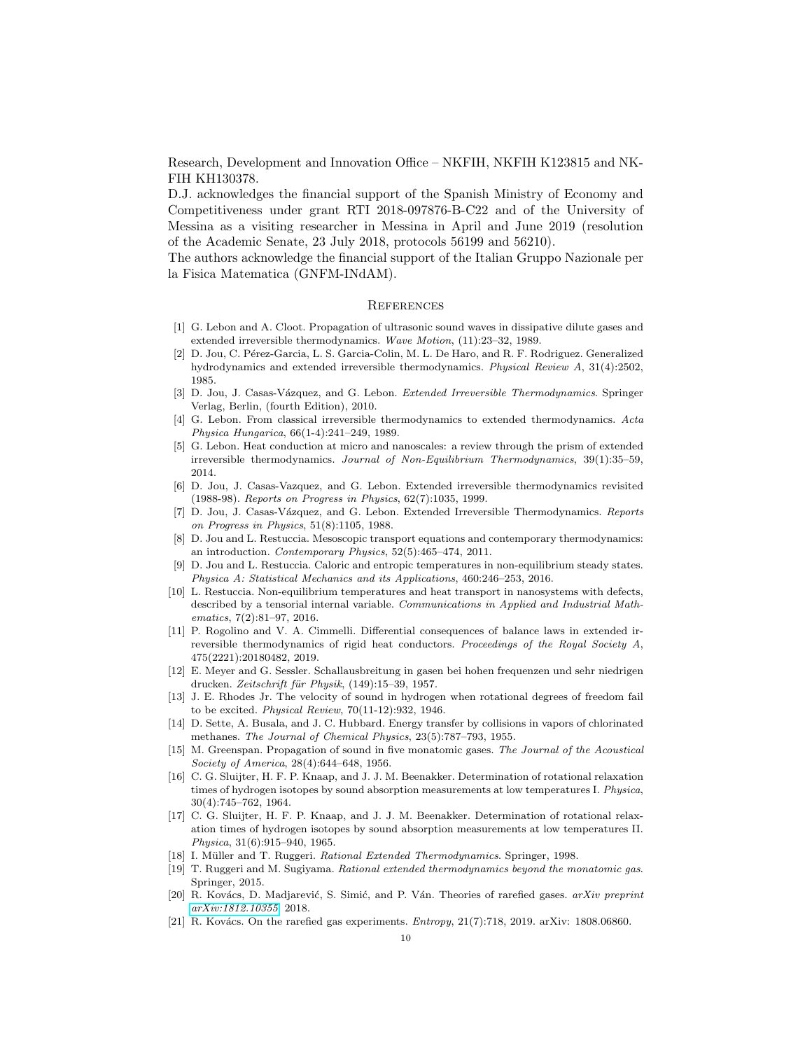Research, Development and Innovation Office – NKFIH, NKFIH K123815 and NKFIH KH130378.

D.J. acknowledges the financial support of the Spanish Ministry of Economy and Competitiveness under grant RTI 2018-097876-B-C22 and of the University of Messina as a visiting researcher in Messina in April and June 2019 (resolution of the Academic Senate, 23 July 2018, protocols 56199 and 56210).

The authors acknowledge the financial support of the Italian Gruppo Nazionale per la Fisica Matematica (GNFM-INdAM).

## References

[1] G. Lebon and A. Cloot. Propagation of ultrasonic sound waves in dissipative dilute gases and extended irreversible thermodynamics. *Wave Motion*, (11):23–32, 1989.

[2] D. Jou, C. Pérez-Garcia, L. S. Garcia-Colin, M. L. De Haro, and R. F. Rodriguez. Generalized hydrodynamics and extended irreversible thermodynamics. *Physical Review A*, 31(4):2502, 1985.

[3] D. Jou, J. Casas-Vázquez, and G. Lebon. *Extended Irreversible Thermodynamics*. Springer Verlag, Berlin, (fourth Edition), 2010.

[4] G. Lebon. From classical irreversible thermodynamics to extended thermodynamics. *Acta Physica Hungarica*, 66(1-4):241–249, 1989.

[5] G. Lebon. Heat conduction at micro and nanoscales: a review through the prism of extended irreversible thermodynamics. *Journal of Non-Equilibrium Thermodynamics*, 39(1):35–59, 2014.

[6] D. Jou, J. Casas-Vazquez, and G. Lebon. Extended irreversible thermodynamics revisited (1988-98). *Reports on Progress in Physics*, 62(7):1035, 1999.

[7] D. Jou, J. Casas-Vázquez, and G. Lebon. Extended Irreversible Thermodynamics. *Reports on Progress in Physics*, 51(8):1105, 1988.

[8] D. Jou and L. Restuccia. Mesoscopic transport equations and contemporary thermodynamics: an introduction. *Contemporary Physics*, 52(5):465–474, 2011.

[9] D. Jou and L. Restuccia. Caloric and entropic temperatures in non-equilibrium steady states. *Physica A: Statistical Mechanics and its Applications*, 460:246–253, 2016.

[10] L. Restuccia. Non-equilibrium temperatures and heat transport in nanosystems with defects, described by a tensorial internal variable. *Communications in Applied and Industrial Mathematics*, 7(2):81–97, 2016.

[11] P. Rogolino and V. A. Cimmelli. Differential consequences of balance laws in extended irreversible thermodynamics of rigid heat conductors. *Proceedings of the Royal Society A*, 475(2221):20180482, 2019.

[12] E. Meyer and G. Sessler. Schallausbreitung in gasen bei hohen frequenzen und sehr niedrigen drucken. *Zeitschrift für Physik*, (149):15–39, 1957.

[13] J. E. Rhodes Jr. The velocity of sound in hydrogen when rotational degrees of freedom fail to be excited. *Physical Review*, 70(11-12):932, 1946.

[14] D. Sette, A. Busala, and J. C. Hubbard. Energy transfer by collisions in vapors of chlorinated methanes. *The Journal of Chemical Physics*, 23(5):787–793, 1955.

[15] M. Greenspan. Propagation of sound in five monatomic gases. *The Journal of the Acoustical Society of America*, 28(4):644–648, 1956.

[16] C. G. Sluijter, H. F. P. Knaap, and J. J. M. Beenakker. Determination of rotational relaxation times of hydrogen isotopes by sound absorption measurements at low temperatures I. *Physica*, 30(4):745–762, 1964.

[17] C. G. Sluijter, H. F. P. Knaap, and J. J. M. Beenakker. Determination of rotational relaxation times of hydrogen isotopes by sound absorption measurements at low temperatures II. *Physica*, 31(6):915–940, 1965.

[18] I. Müller and T. Ruggeri. *Rational Extended Thermodynamics*. Springer, 1998.

[19] T. Ruggeri and M. Sugiyama. *Rational extended thermodynamics beyond the monatomic gas*. Springer, 2015.

[20] R. Kovács, D. Madjarević, S. Simić, and P. Ván. Theories of rarefied gases. *arXiv preprint arXiv:1812.10355*, 2018.

[21] R. Kovács. On the rarefied gas experiments. *Entropy*, 21(7):718, 2019. arXiv: 1808.06860.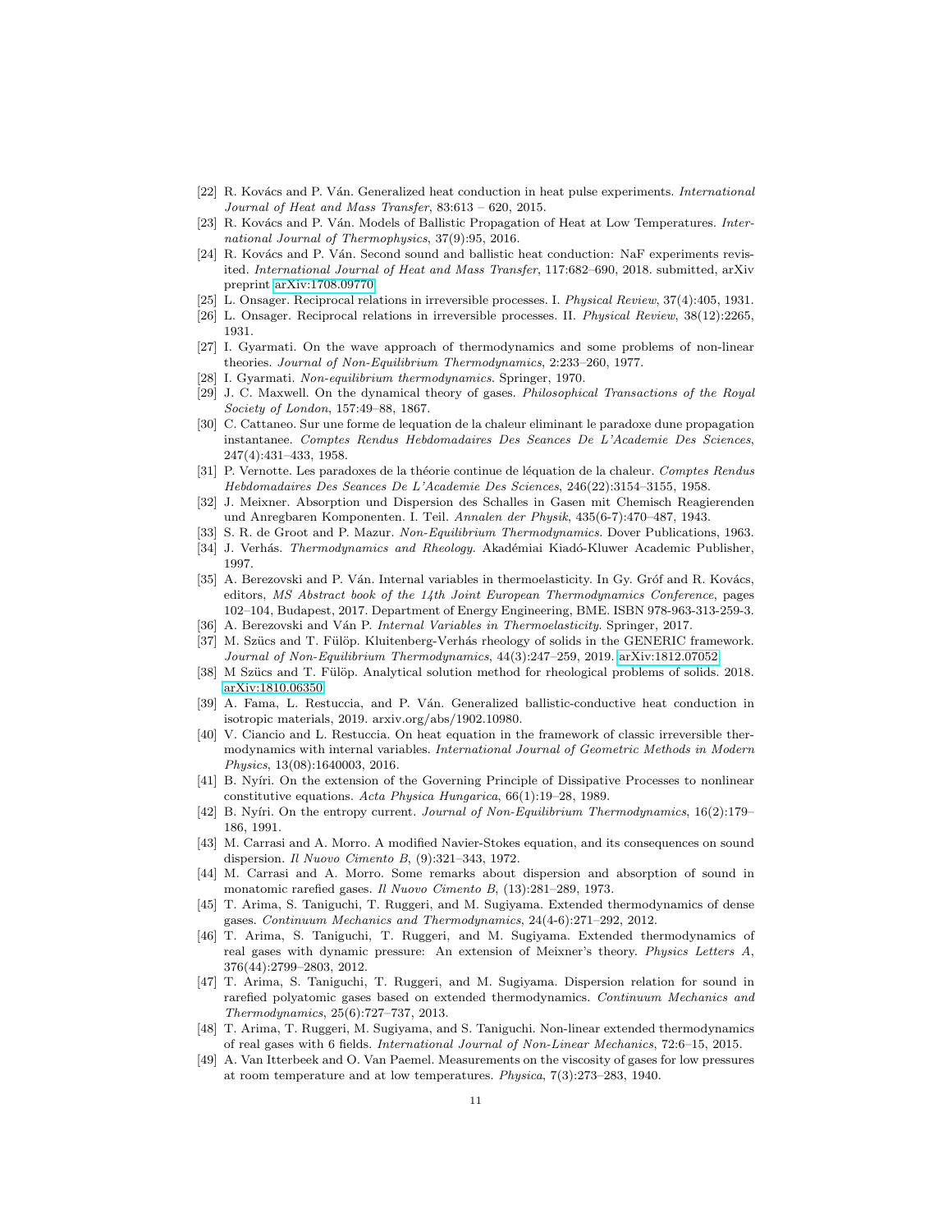[22] R. Kovács and P. Ván. Generalized heat conduction in heat pulse experiments. *International Journal of Heat and Mass Transfer*, 83:613 – 620, 2015.

[23] R. Kovács and P. Ván. Models of Ballistic Propagation of Heat at Low Temperatures. *International Journal of Thermophysics*, 37(9):95, 2016.

[24] R. Kovács and P. Ván. Second sound and ballistic heat conduction: NaF experiments revisited. *International Journal of Heat and Mass Transfer*, 117:682–690, 2018. submitted, arXiv preprint arXiv:1708.09770.

[25] L. Onsager. Reciprocal relations in irreversible processes. I. *Physical Review*, 37(4):405, 1931.

[26] L. Onsager. Reciprocal relations in irreversible processes. II. *Physical Review*, 38(12):2265, 1931.

[27] I. Gyarmati. On the wave approach of thermodynamics and some problems of non-linear theories. *Journal of Non-Equilibrium Thermodynamics*, 2:233–260, 1977.

[28] I. Gyarmati. *Non-equilibrium thermodynamics*. Springer, 1970.

[29] J. C. Maxwell. On the dynamical theory of gases. *Philosophical Transactions of the Royal Society of London*, 157:49–88, 1867.

[30] C. Cattaneo. Sur une forme de lequation de la chaleur eliminant le paradoxe dune propagation instantanee. *Comptes Rendus Hebdomadaires Des Seances De L'Academie Des Sciences*, 247(4):431–433, 1958.

[31] P. Vernotte. Les paradoxes de la théorie continue de léquation de la chaleur. *Comptes Rendus Hebdomadaires Des Seances De L'Academie Des Sciences*, 246(22):3154–3155, 1958.

[32] J. Meixner. Absorption und Dispersion des Schalles in Gasen mit Chemisch Reagierenden und Anregbaren Komponenten. I. Teil. *Annalen der Physik*, 435(6-7):470–487, 1943.

[33] S. R. de Groot and P. Mazur. *Non-Equilibrium Thermodynamics*. Dover Publications, 1963.

[34] J. Verhás. *Thermodynamics and Rheology*. Akadémiai Kiadó-Kluwer Academic Publisher, 1997.

[35] A. Berezovski and P. Ván. Internal variables in thermoelasticity. In Gy. Gróf and R. Kovács, editors, *MS Abstract book of the 14th Joint European Thermodynamics Conference*, pages 102–104, Budapest, 2017. Department of Energy Engineering, BME. ISBN 978-963-313-259-3.

[36] A. Berezovski and Ván P. *Internal Variables in Thermoelasticity*. Springer, 2017.

[37] M. Szücs and T. Fülöp. Kluitenberg-Verhás rheology of solids in the GENERIC framework. *Journal of Non-Equilibrium Thermodynamics*, 44(3):247–259, 2019. arXiv:1812.07052.

[38] M Szücs and T. Fülöp. Analytical solution method for rheological problems of solids. 2018. arXiv:1810.06350.

[39] A. Fama, L. Restuccia, and P. Ván. Generalized ballistic-conductive heat conduction in isotropic materials, 2019. arxiv.org/abs/1902.10980.

[40] V. Ciancio and L. Restuccia. On heat equation in the framework of classic irreversible thermodynamics with internal variables. *International Journal of Geometric Methods in Modern Physics*, 13(08):1640003, 2016.

[41] B. Nyíri. On the extension of the Governing Principle of Dissipative Processes to nonlinear constitutive equations. *Acta Physica Hungarica*, 66(1):19–28, 1989.

[42] B. Nyíri. On the entropy current. *Journal of Non-Equilibrium Thermodynamics*, 16(2):179–186, 1991.

[43] M. Carrasi and A. Morro. A modified Navier-Stokes equation, and its consequences on sound dispersion. *Il Nuovo Cimento B*, (9):321–343, 1972.

[44] M. Carrasi and A. Morro. Some remarks about dispersion and absorption of sound in monatomic rarefied gases. *Il Nuovo Cimento B*, (13):281–289, 1973.

[45] T. Arima, S. Taniguchi, T. Ruggeri, and M. Sugiyama. Extended thermodynamics of dense gases. *Continuum Mechanics and Thermodynamics*, 24(4-6):271–292, 2012.

[46] T. Arima, S. Taniguchi, T. Ruggeri, and M. Sugiyama. Extended thermodynamics of real gases with dynamic pressure: An extension of Meixner's theory. *Physics Letters A*, 376(44):2799–2803, 2012.

[47] T. Arima, S. Taniguchi, T. Ruggeri, and M. Sugiyama. Dispersion relation for sound in rarefied polyatomic gases based on extended thermodynamics. *Continuum Mechanics and Thermodynamics*, 25(6):727–737, 2013.

[48] T. Arima, T. Ruggeri, M. Sugiyama, and S. Taniguchi. Non-linear extended thermodynamics of real gases with 6 fields. *International Journal of Non-Linear Mechanics*, 72:6–15, 2015.

[49] A. Van Itterbeek and O. Van Paemel. Measurements on the viscosity of gases for low pressures at room temperature and at low temperatures. *Physica*, 7(3):273–283, 1940.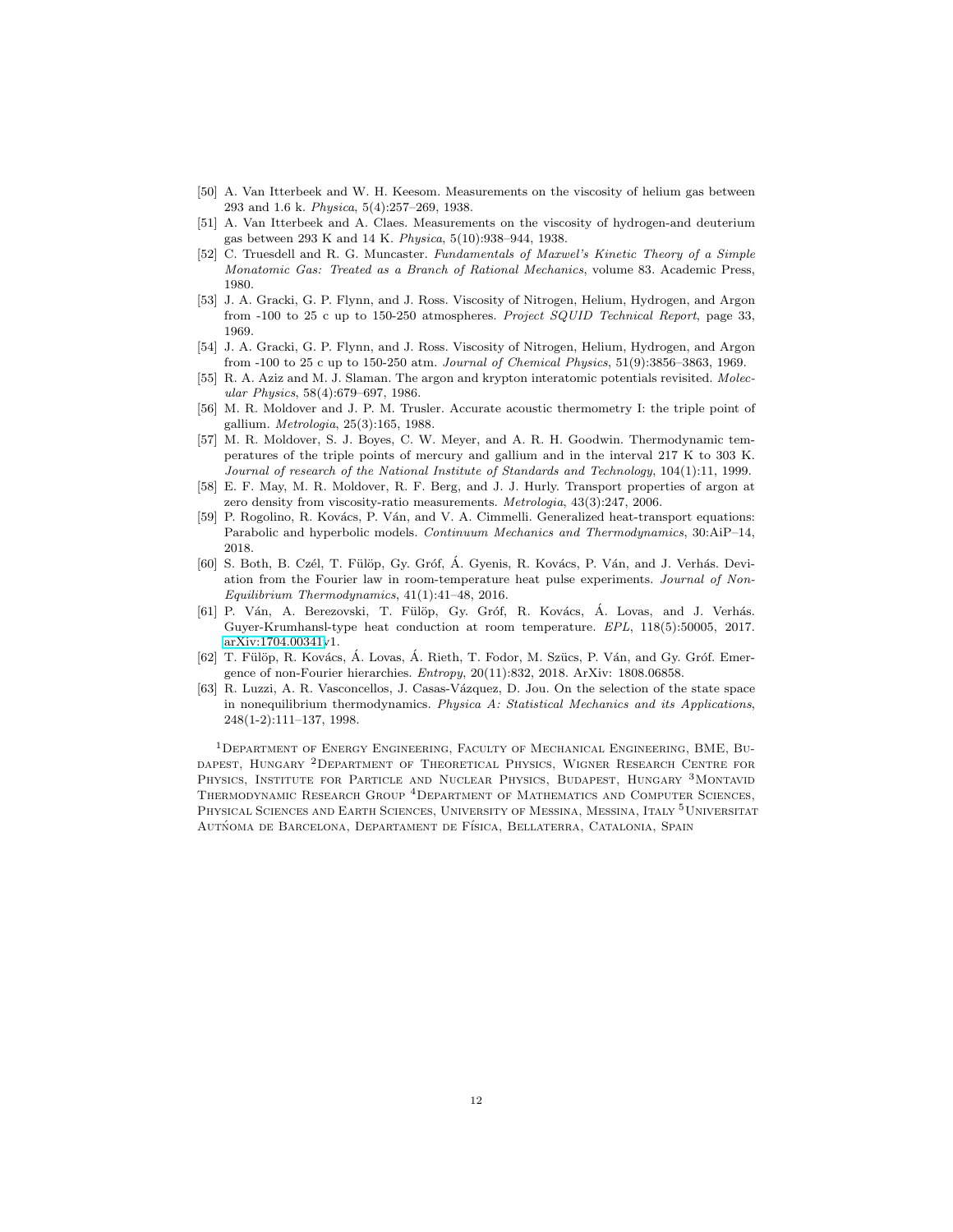[50] A. Van Itterbeek and W. H. Keesom. Measurements on the viscosity of helium gas between 293 and 1.6 k. *Physica*, 5(4):257–269, 1938.

[51] A. Van Itterbeek and A. Claes. Measurements on the viscosity of hydrogen-and deuterium gas between 293 K and 14 K. *Physica*, 5(10):938–944, 1938.

[52] C. Truesdell and R. G. Muncaster. *Fundamentals of Maxwel's Kinetic Theory of a Simple Monatomic Gas: Treated as a Branch of Rational Mechanics*, volume 83. Academic Press, 1980.

[53] J. A. Gracki, G. P. Flynn, and J. Ross. Viscosity of Nitrogen, Helium, Hydrogen, and Argon from -100 to 25 c up to 150-250 atmospheres. *Project SQUID Technical Report*, page 33, 1969.

[54] J. A. Gracki, G. P. Flynn, and J. Ross. Viscosity of Nitrogen, Helium, Hydrogen, and Argon from -100 to 25 c up to 150-250 atm. *Journal of Chemical Physics*, 51(9):3856–3863, 1969.

[55] R. A. Aziz and M. J. Slaman. The argon and krypton interatomic potentials revisited. *Molecular Physics*, 58(4):679–697, 1986.

[56] M. R. Moldover and J. P. M. Trusler. Accurate acoustic thermometry I: the triple point of gallium. *Metrologia*, 25(3):165, 1988.

[57] M. R. Moldover, S. J. Boyes, C. W. Meyer, and A. R. H. Goodwin. Thermodynamic temperatures of the triple points of mercury and gallium and in the interval 217 K to 303 K. *Journal of research of the National Institute of Standards and Technology*, 104(1):11, 1999.

[58] E. F. May, M. R. Moldover, R. F. Berg, and J. J. Hurly. Transport properties of argon at zero density from viscosity-ratio measurements. *Metrologia*, 43(3):247, 2006.

[59] P. Rogolino, R. Kovács, P. Ván, and V. A. Cimmelli. Generalized heat-transport equations: Parabolic and hyperbolic models. *Continuum Mechanics and Thermodynamics*, 30:AiP–14, 2018.

[60] S. Both, B. Czél, T. Fülöp, Gy. Gróf, Á. Gyenis, R. Kovács, P. Ván, and J. Verhás. Deviation from the Fourier law in room-temperature heat pulse experiments. *Journal of Non-Equilibrium Thermodynamics*, 41(1):41–48, 2016.

[61] P. Ván, A. Berezovski, T. Fülöp, Gy. Gróf, R. Kovács, Á. Lovas, and J. Verhás. Guyer-Krumhansl-type heat conduction at room temperature. *EPL*, 118(5):50005, 2017. arXiv:1704.00341v1.

[62] T. Fülöp, R. Kovács, Á. Lovas, Á. Rieth, T. Fodor, M. Szücs, P. Ván, and Gy. Gróf. Emergence of non-Fourier hierarchies. *Entropy*, 20(11):832, 2018. ArXiv: 1808.06858.

[63] R. Luzzi, A. R. Vasconcellos, J. Casas-Vázquez, D. Jou. On the selection of the state space in nonequilibrium thermodynamics. *Physica A: Statistical Mechanics and its Applications*, 248(1-2):111–137, 1998.

[1]Department of Energy Engineering, Faculty of Mechanical Engineering, BME, Budapest, Hungary [2]Department of Theoretical Physics, Wigner Research Centre for Physics, Institute for Particle and Nuclear Physics, Budapest, Hungary [3]Montavid Thermodynamic Research Group [4]Department of Mathematics and Computer Sciences, Physical Sciences and Earth Sciences, University of Messina, Messina, Italy [5]Universitat Autńoma de Barcelona, Departament de Física, Bellaterra, Catalonia, Spain